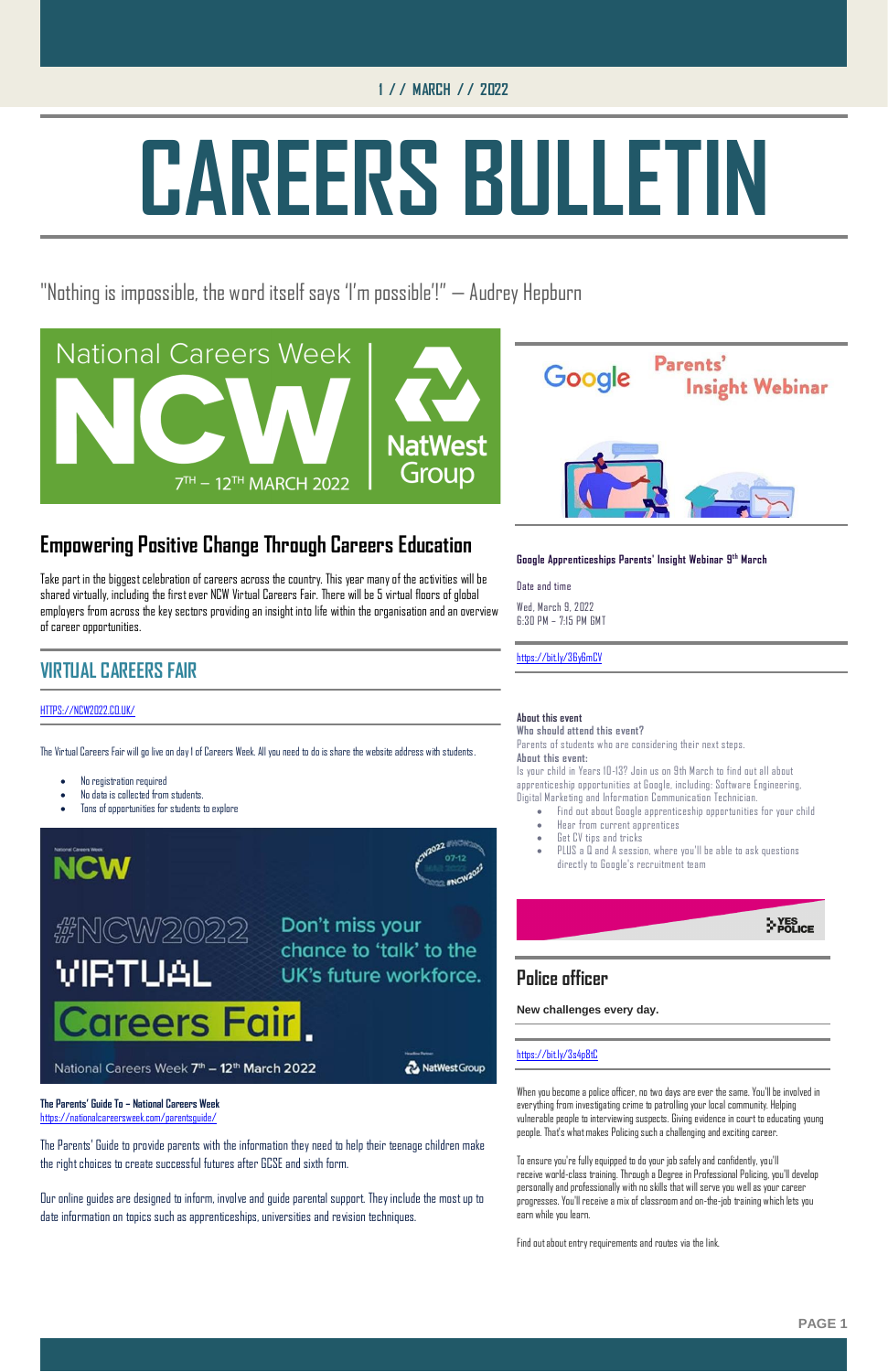1 / / MARCH / / 2022

# CAREERS BULLETIN

"Nothing is impossible, the word itself says 'I'm possible'!" — Audrey Hepburn

## Empowering Positive Change Through Careers Education

Take part in the biggest celebration of careers across the country. This year many of the activities will be shared virtually, including the first ever NCW Virtual Careers Fair. There will be 5 virtual floors of global employers from across the key sectors providing an insight into life within the organisation and an overview of career opportunities.

## VIRTUAL CAREERS FAIR

HTTPS://NCW2022.CO.UK/

The Virtual Careers Fair will go live on day 1 of Careers Week. All you need to do is share the website address with students.

- No registration required
- No data is collected from students.
- Tons of opportunities for students to explore

**The Parents' Guide To – National Careers Week**
https://nationalcareersweek.com/parentsguide/

The Parents' Guide to provide parents with the information they need to help their teenage children make the right choices to create successful futures after GCSE and sixth form.

Our online guides are designed to inform, involve and guide parental support. They include the most up to date information on topics such as apprenticeships, universities and revision techniques.

**Google Apprenticeships Parents' Insight Webinar 9th March**

Date and time

Wed, March 9, 2022
6:30 PM – 7:15 PM GMT

https://bit.ly/36y6mCV

**About this event**
**Who should attend this event?**
Parents of students who are considering their next steps.
**About this event:**
Is your child in Years 10-13? Join us on 9th March to find out all about apprenticeship opportunities at Google, including: Software Engineering, Digital Marketing and Information Communication Technician.

- Find out about Google apprenticeship opportunities for your child
- Hear from current apprentices
- Get CV tips and tricks
- PLUS a Q and A session, where you'll be able to ask questions directly to Google's recruitment team

## Police officer

**New challenges every day.**

https://bit.ly/3s4p8tC

When you become a police officer, no two days are ever the same. You'll be involved in everything from investigating crime to patrolling your local community. Helping vulnerable people to interviewing suspects. Giving evidence in court to educating young people. That's what makes Policing such a challenging and exciting career.

To ensure you're fully equipped to do your job safely and confidently, you'll receive world-class training. Through a Degree in Professional Policing, you'll develop personally and professionally with no skills that will serve you well as your career progresses. You'll receive a mix of classroom and on-the-job training which lets you earn while you learn.

Find out about entry requirements and routes via the link.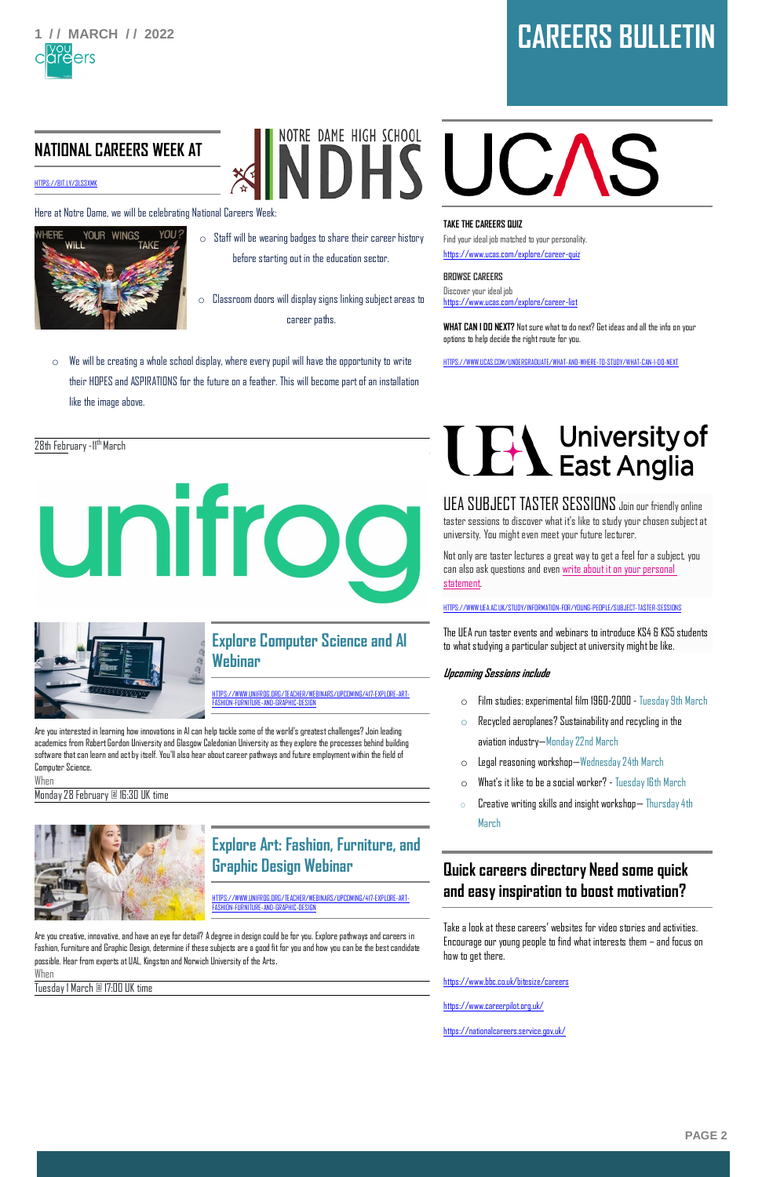# CAREERS BULLETIN

1 // MARCH // 2022

## NATIONAL CAREERS WEEK AT NOTRE DAME HIGH SCHOOL NDHS

HTTPS://BIT.LY/3LS3XMK

Here at Notre Dame, we will be celebrating National Careers Week:

- Staff will be wearing badges to share their career history before starting out in the education sector.
- Classroom doors will display signs linking subject areas to career paths.
- We will be creating a whole school display, where every pupil will have the opportunity to write their HOPES and ASPIRATIONS for the future on a feather. This will become part of an installation like the image above.

28th February - 11th March

## unifrog

### Explore Computer Science and AI Webinar

HTTPS://WWW.UNIFROG.ORG/TEACHER/WEBINARS/UPCOMING/417-EXPLORE-ART-FASHION-FURNITURE-AND-GRAPHIC-DESIGN

Are you interested in learning how innovations in AI can help tackle some of the world's greatest challenges? Join leading academics from Robert Gordon University and Glasgow Caledonian University as they explore the processes behind building software that can learn and act by itself. You'll also hear about career pathways and future employment within the field of Computer Science.

When

Monday 28 February @ 16:30 UK time

### Explore Art: Fashion, Furniture, and Graphic Design Webinar

HTTPS://WWW.UNIFROG.ORG/TEACHER/WEBINARS/UPCOMING/417-EXPLORE-ART-FASHION-FURNITURE-AND-GRAPHIC-DESIGN

Are you creative, innovative, and have an eye for detail? A degree in design could be for you. Explore pathways and careers in Fashion, Furniture and Graphic Design, determine if these subjects are a good fit for you and how you can be the best candidate possible. Hear from experts at UAL, Kingston and Norwich University of the Arts.

When

Tuesday 1 March @ 17:00 UK time

## UCAS

**TAKE THE CAREERS QUIZ**

Find your ideal job matched to your personality.

https://www.ucas.com/explore/career-quiz

**BROWSE CAREERS**

Discover your ideal job

https://www.ucas.com/explore/career-list

**WHAT CAN I DO NEXT?** Not sure what to do next? Get ideas and all the info on your options to help decide the right route for you.

HTTPS://WWW.UCAS.COM/UNDERGRADUATE/WHAT-AND-WHERE-TO-STUDY/WHAT-CAN-I-DO-NEXT

## UEA University of East Anglia

**UEA SUBJECT TASTER SESSIONS** Join our friendly online taster sessions to discover what it's like to study your chosen subject at university. You might even meet your future lecturer.

Not only are taster lectures a great way to get a feel for a subject, you can also ask questions and even write about it on your personal statement.

HTTPS://WWW.UEA.AC.UK/STUDY/INFORMATION-FOR/YOUNG-PEOPLE/SUBJECT-TASTER-SESSIONS

The UEA run taster events and webinars to introduce KS4 & KS5 students to what studying a particular subject at university might be like.

*Upcoming Sessions include*

- Film studies: experimental film 1960-2000 - Tuesday 9th March
- Recycled aeroplanes? Sustainability and recycling in the aviation industry—Monday 22nd March
- Legal reasoning workshop—Wednesday 24th March
- What's it like to be a social worker? - Tuesday 16th March
- Creative writing skills and insight workshop— Thursday 4th March

## Quick careers directory Need some quick and easy inspiration to boost motivation?

Take a look at these careers' websites for video stories and activities. Encourage our young people to find what interests them – and focus on how to get there.

https://www.bbc.co.uk/bitesize/careers

https://www.careerpilot.org.uk/

https://nationalcareers.service.gov.uk/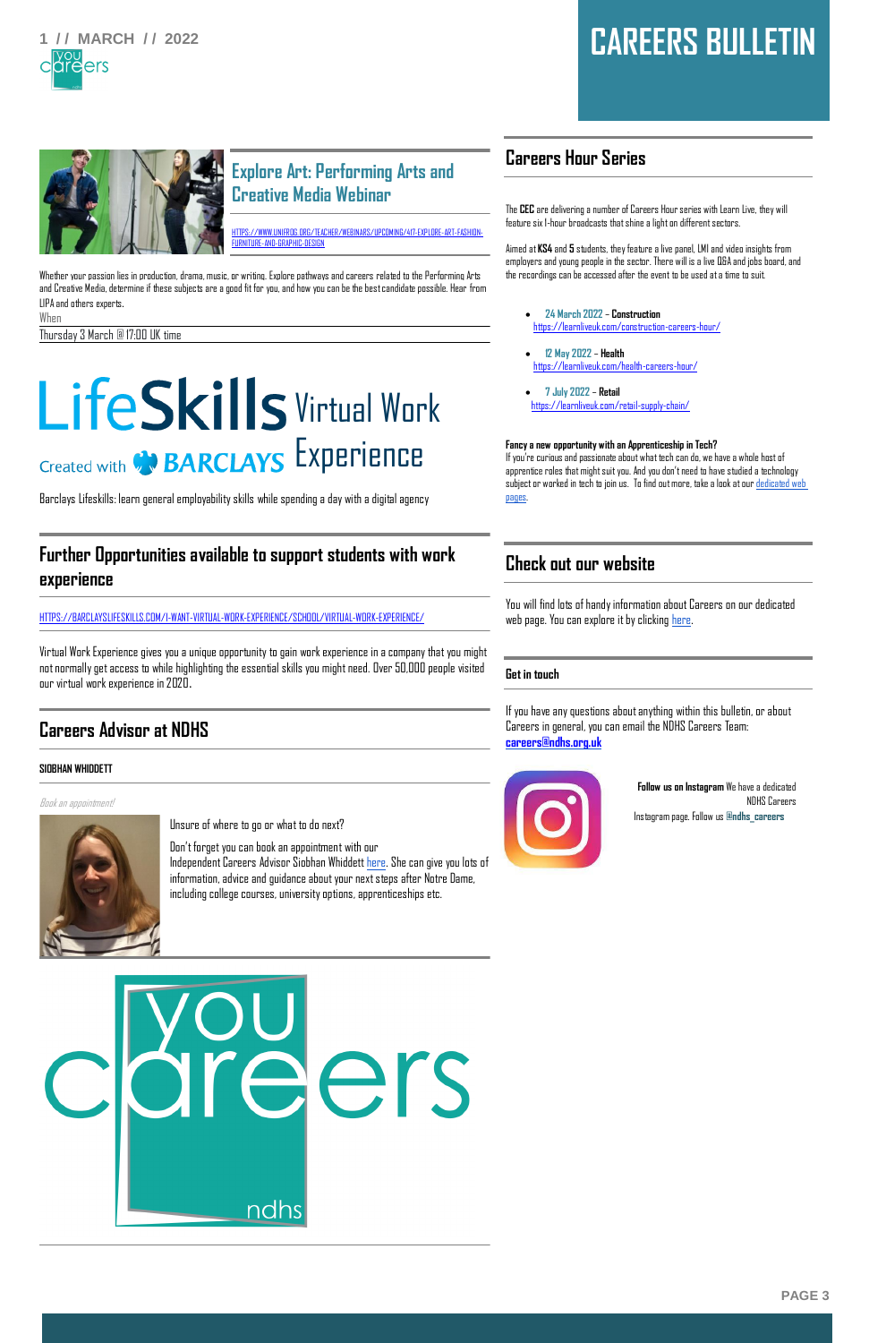# CAREERS BULLETIN

## Explore Art: Performing Arts and Creative Media Webinar

HTTPS://WWW.UNIFROG.ORG/TEACHER/WEBINARS/UPCOMING/417-EXPLORE-ART-FASHION-FURNITURE-AND-GRAPHIC-DESIGN

Whether your passion lies in production, drama, music, or writing. Explore pathways and careers related to the Performing Arts and Creative Media, determine if these subjects are a good fit for you, and how you can be the best candidate possible. Hear from LIPA and others experts.

When

Thursday 3 March @ 17:00 UK time

LifeSkills Virtual Work Experience

Created with BARCLAYS

Barclays Lifeskills: learn general employability skills while spending a day with a digital agency

## Further Opportunities available to support students with work experience

HTTPS://BARCLAYSLIFESKILLS.COM/I-WANT-VIRTUAL-WORK-EXPERIENCE/SCHOOL/VIRTUAL-WORK-EXPERIENCE/

Virtual Work Experience gives you a unique opportunity to gain work experience in a company that you might not normally get access to while highlighting the essential skills you might need. Over 50,000 people visited our virtual work experience in 2020.

## Careers Advisor at NDHS

**SIOBHAN WHIDDETT**

*Book an appointment!*

Unsure of where to go or what to do next?

Don't forget you can book an appointment with our Independent Careers Advisor Siobhan Whiddett here. She can give you lots of information, advice and guidance about your next steps after Notre Dame, including college courses, university options, apprenticeships etc.

## Careers Hour Series

The **CEC** are delivering a number of Careers Hour series with Learn Live, they will feature six 1-hour broadcasts that shine a light on different sectors.

Aimed at **KS4** and **5** students, they feature a live panel, LMI and video insights from employers and young people in the sector. There will is a live Q&A and jobs board, and the recordings can be accessed after the event to be used at a time to suit.

- 24 March 2022 – **Construction** https://learnliveuk.com/construction-careers-hour/
- 12 May 2022 – **Health** https://learnliveuk.com/health-careers-hour/
- 7 July 2022 – **Retail** https://learnliveuk.com/retail-supply-chain/

**Fancy a new opportunity with an Apprenticeship in Tech?**

If you're curious and passionate about what tech can do, we have a whole host of apprentice roles that might suit you. And you don't need to have studied a technology subject or worked in tech to join us. To find out more, take a look at our dedicated web pages.

## Check out our website

You will find lots of handy information about Careers on our dedicated web page. You can explore it by clicking here.

### Get in touch

If you have any questions about anything within this bulletin, or about Careers in general, you can email the NDHS Careers Team: **careers@ndhs.org.uk**

**Follow us on Instagram** We have a dedicated NDHS Careers Instagram page. Follow us **@ndhs_careers**